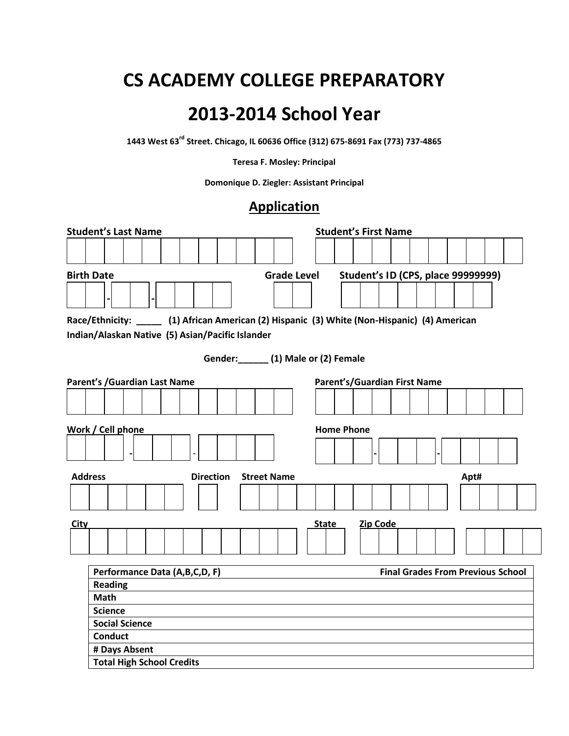# CS ACADEMY COLLEGE PREPARATORY

# 2013-2014 School Year

**1443 West 63rd Street. Chicago, IL 60636 Office (312) 675-8691 Fax (773) 737-4865**

**Teresa F. Mosley: Principal**

**Domonique D. Ziegler: Assistant Principal**

## Application

**Student's Last Name** | **Student's First Name**

**Birth Date** ___ - ___ - ___ | **Grade Level** | **Student's ID (CPS, place 99999999)**

**Race/Ethnicity: _____ (1) African American (2) Hispanic (3) White (Non-Hispanic) (4) American Indian/Alaskan Native (5) Asian/Pacific Islander**

**Gender:______ (1) Male or (2) Female**

**Parent's /Guardian Last Name** | **Parent's/Guardian First Name**

**Work / Cell phone** ___ - ___ - ___ | **Home Phone** ___ - ___ - ___

**Address** | **Direction** | **Street Name** | **Apt#**

**City** | **State** | **Zip Code**

| Performance Data (A,B,C,D, F) | Final Grades From Previous School |
|---|---|
| Reading | |
| Math | |
| Science | |
| Social Science | |
| Conduct | |
| # Days Absent | |
| Total High School Credits | |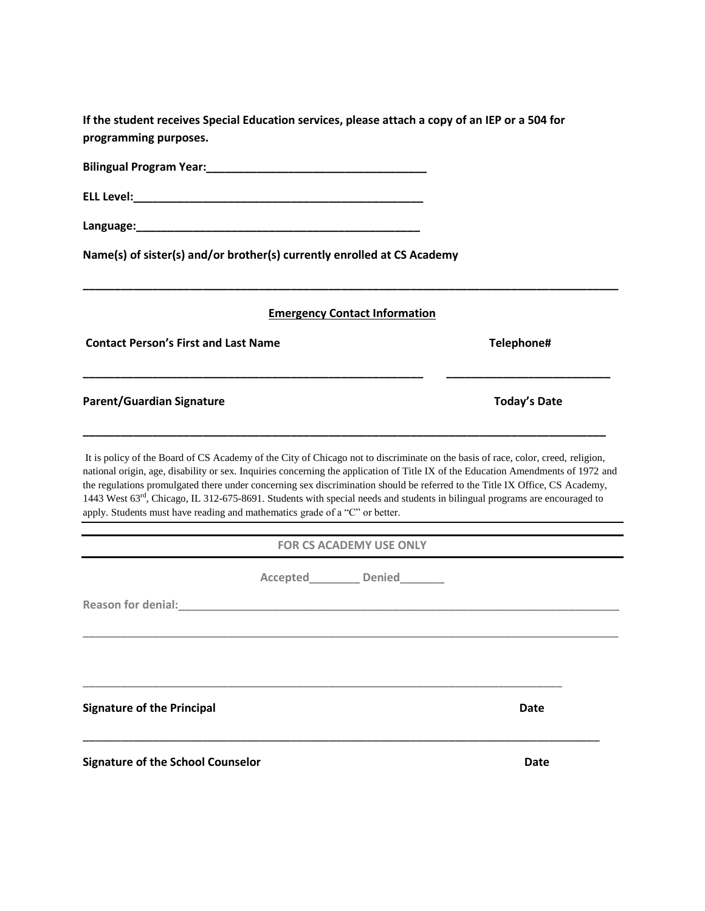**If the student receives Special Education services, please attach a copy of an IEP or a 504 for programming purposes.**

**Bilingual Program Year:**____________________________________

**ELL Level:**________________________________________________

**Language:**_______________________________________________

**Name(s) of sister(s) and/or brother(s) currently enrolled at CS Academy**

__________________________________________________________________________________________

**Emergency Contact Information**

**Contact Person's First and Last Name** **Telephone#**

________________________________________________________ __________________________

**Parent/Guardian Signature** **Today's Date**

__________________________________________________________________________________________

It is policy of the Board of CS Academy of the City of Chicago not to discriminate on the basis of race, color, creed, religion, national origin, age, disability or sex. Inquiries concerning the application of Title IX of the Education Amendments of 1972 and the regulations promulgated there under concerning sex discrimination should be referred to the Title IX Office, CS Academy, 1443 West 63rd, Chicago, IL 312-675-8691. Students with special needs and students in bilingual programs are encouraged to apply. Students must have reading and mathematics grade of a "C" or better.

**FOR CS ACADEMY USE ONLY**

**Accepted**________ **Denied**_______

**Reason for denial:**___________________________________________________________________________

__________________________________________________________________________________________

________________________________________________________________________________

**Signature of the Principal** **Date**

________________________________________________________________________________

**Signature of the School Counselor** **Date**